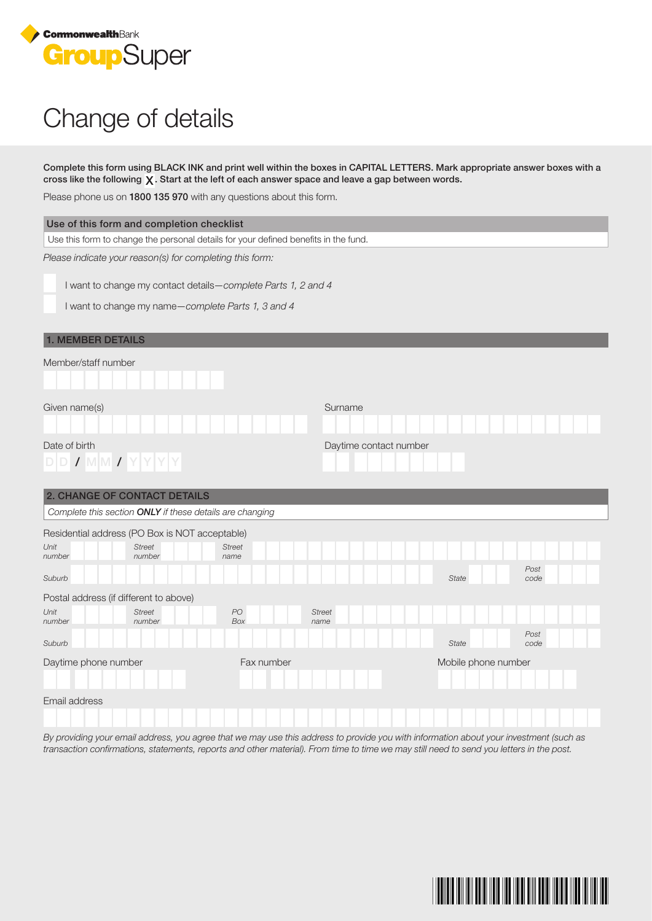CommonwealthBank

GroupSuper

# Change of details

**Complete this form using BLACK INK and print well within the boxes in CAPITAL LETTERS. Mark appropriate answer boxes with a cross like the following X. Start at the left of each answer space and leave a gap between words.**

Please phone us on **1800 135 970** with any questions about this form.

## Use of this form and completion checklist

Use this form to change the personal details for your defined benefits in the fund.

*Please indicate your reason(s) for completing this form:*

- [ ] I want to change my contact details—*complete Parts 1, 2 and 4*
- [ ] I want to change my name—*complete Parts 1, 3 and 4*

## 1. MEMBER DETAILS

Member/staff number

Given name(s)

Surname

Date of birth

D D / M M / Y Y Y Y

Daytime contact number

## 2. CHANGE OF CONTACT DETAILS

*Complete this section **ONLY** if these details are changing*

Residential address (PO Box is NOT acceptable)

*Unit number* *Street number* *Street name*

*Suburb* *State* *Post code*

Postal address (if different to above)

*Unit number* *Street number* *PO Box* *Street name*

*Suburb* *State* *Post code*

Daytime phone number

Fax number

Mobile phone number

Email address

*By providing your email address, you agree that we may use this address to provide you with information about your investment (such as transaction confirmations, statements, reports and other material). From time to time we may still need to send you letters in the post.*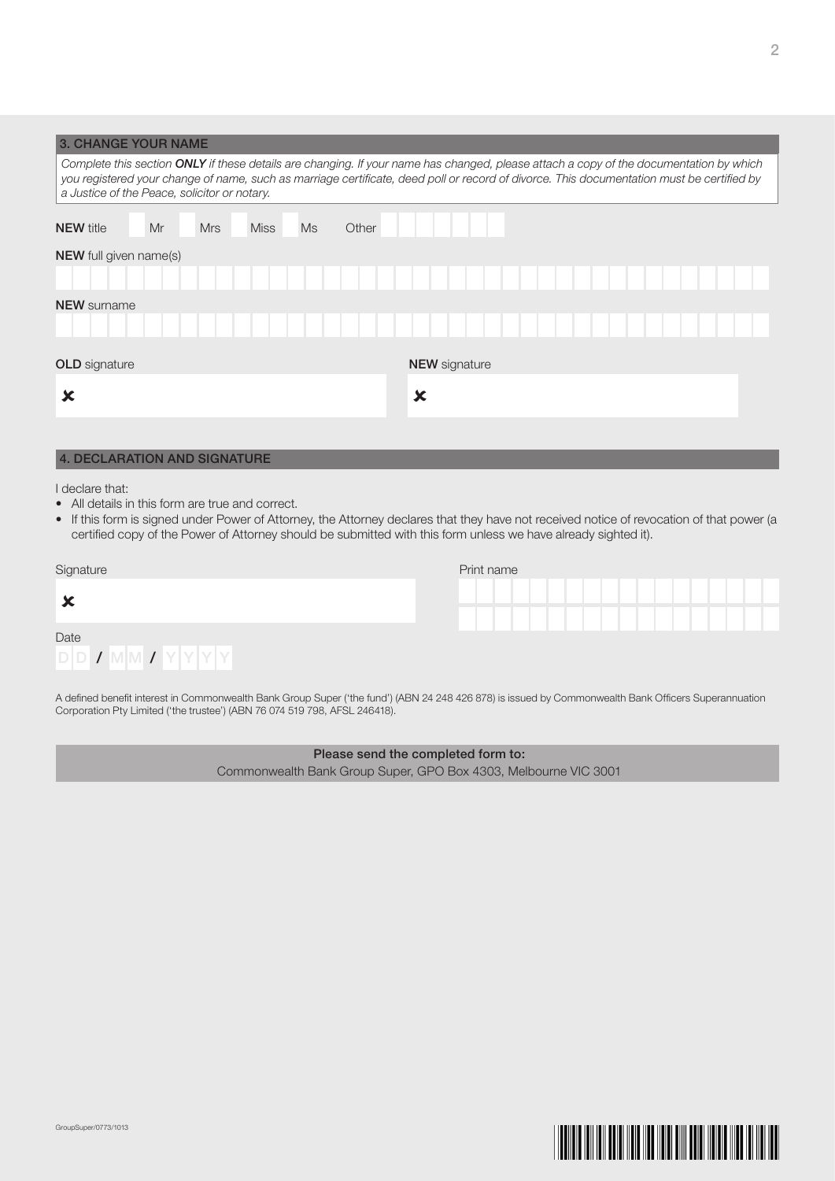## 3. CHANGE YOUR NAME

*Complete this section **ONLY** if these details are changing. If your name has changed, please attach a copy of the documentation by which you registered your change of name, such as marriage certificate, deed poll or record of divorce. This documentation must be certified by a Justice of the Peace, solicitor or notary.*

**NEW** title ☐ Mr ☐ Mrs ☐ Miss ☐ Ms Other

**NEW** full given name(s)

**NEW** surname

**OLD** signature

✘

**NEW** signature

✘

## 4. DECLARATION AND SIGNATURE

I declare that:

- All details in this form are true and correct.
- If this form is signed under Power of Attorney, the Attorney declares that they have not received notice of revocation of that power (a certified copy of the Power of Attorney should be submitted with this form unless we have already sighted it).

Signature

✘

Print name

Date

DD / MM / YYYY

A defined benefit interest in Commonwealth Bank Group Super ('the fund') (ABN 24 248 426 878) is issued by Commonwealth Bank Officers Superannuation Corporation Pty Limited ('the trustee') (ABN 76 074 519 798, AFSL 246418).

**Please send the completed form to:**
Commonwealth Bank Group Super, GPO Box 4303, Melbourne VIC 3001

GroupSuper/0773/1013